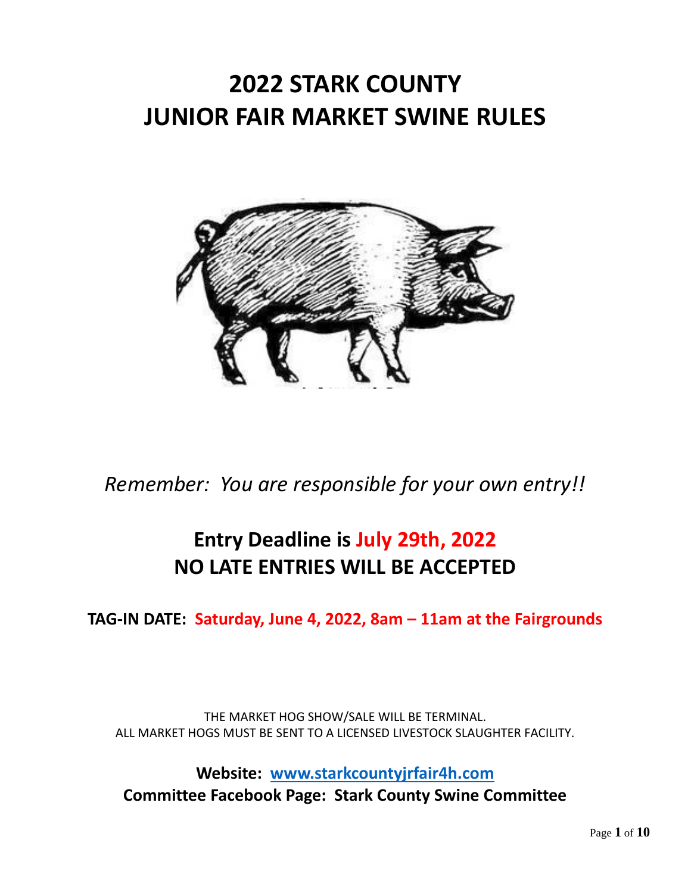# 2022 STARK COUNTY
# JUNIOR FAIR MARKET SWINE RULES

*Remember: You are responsible for your own entry!!*

## Entry Deadline is July 29th, 2022
## NO LATE ENTRIES WILL BE ACCEPTED

**TAG-IN DATE: Saturday, June 4, 2022, 8am – 11am at the Fairgrounds**

THE MARKET HOG SHOW/SALE WILL BE TERMINAL.
ALL MARKET HOGS MUST BE SENT TO A LICENSED LIVESTOCK SLAUGHTER FACILITY.

**Website: [www.starkcountyjrfair4h.com](http://www.starkcountyjrfair4h.com)**
**Committee Facebook Page: Stark County Swine Committee**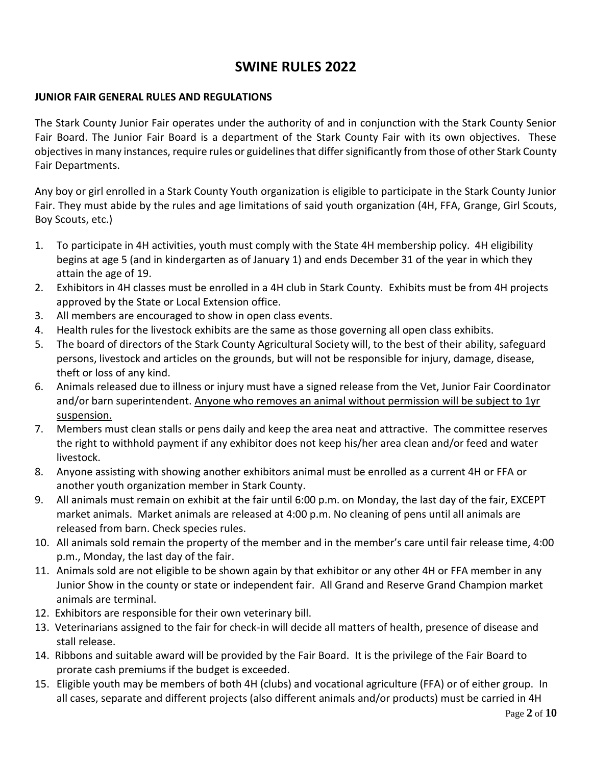# SWINE RULES 2022

**JUNIOR FAIR GENERAL RULES AND REGULATIONS**

The Stark County Junior Fair operates under the authority of and in conjunction with the Stark County Senior Fair Board. The Junior Fair Board is a department of the Stark County Fair with its own objectives. These objectives in many instances, require rules or guidelines that differ significantly from those of other Stark County Fair Departments.

Any boy or girl enrolled in a Stark County Youth organization is eligible to participate in the Stark County Junior Fair. They must abide by the rules and age limitations of said youth organization (4H, FFA, Grange, Girl Scouts, Boy Scouts, etc.)

1. To participate in 4H activities, youth must comply with the State 4H membership policy. 4H eligibility begins at age 5 (and in kindergarten as of January 1) and ends December 31 of the year in which they attain the age of 19.
2. Exhibitors in 4H classes must be enrolled in a 4H club in Stark County. Exhibits must be from 4H projects approved by the State or Local Extension office.
3. All members are encouraged to show in open class events.
4. Health rules for the livestock exhibits are the same as those governing all open class exhibits.
5. The board of directors of the Stark County Agricultural Society will, to the best of their ability, safeguard persons, livestock and articles on the grounds, but will not be responsible for injury, damage, disease, theft or loss of any kind.
6. Animals released due to illness or injury must have a signed release from the Vet, Junior Fair Coordinator and/or barn superintendent. <u>Anyone who removes an animal without permission will be subject to 1yr suspension.</u>
7. Members must clean stalls or pens daily and keep the area neat and attractive. The committee reserves the right to withhold payment if any exhibitor does not keep his/her area clean and/or feed and water livestock.
8. Anyone assisting with showing another exhibitors animal must be enrolled as a current 4H or FFA or another youth organization member in Stark County.
9. All animals must remain on exhibit at the fair until 6:00 p.m. on Monday, the last day of the fair, EXCEPT market animals. Market animals are released at 4:00 p.m. No cleaning of pens until all animals are released from barn. Check species rules.
10. All animals sold remain the property of the member and in the member's care until fair release time, 4:00 p.m., Monday, the last day of the fair.
11. Animals sold are not eligible to be shown again by that exhibitor or any other 4H or FFA member in any Junior Show in the county or state or independent fair. All Grand and Reserve Grand Champion market animals are terminal.
12. Exhibitors are responsible for their own veterinary bill.
13. Veterinarians assigned to the fair for check-in will decide all matters of health, presence of disease and stall release.
14. Ribbons and suitable award will be provided by the Fair Board. It is the privilege of the Fair Board to prorate cash premiums if the budget is exceeded.
15. Eligible youth may be members of both 4H (clubs) and vocational agriculture (FFA) or of either group. In all cases, separate and different projects (also different animals and/or products) must be carried in 4H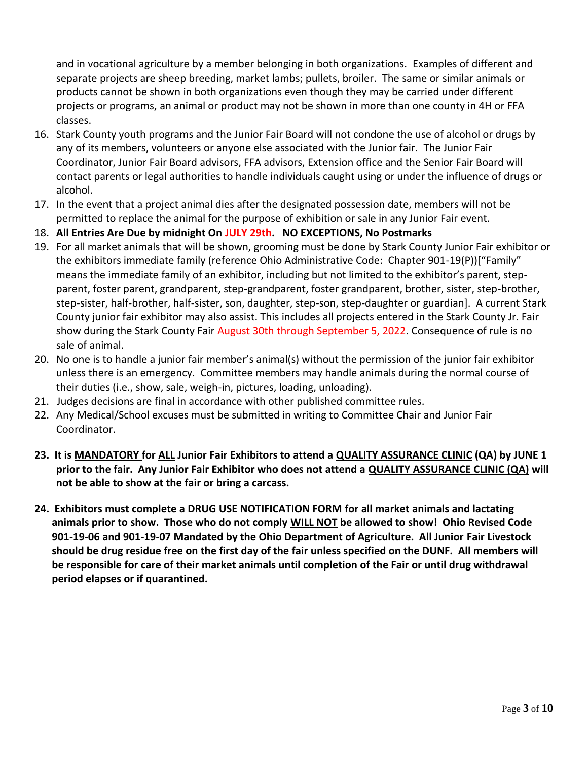and in vocational agriculture by a member belonging in both organizations. Examples of different and separate projects are sheep breeding, market lambs; pullets, broiler. The same or similar animals or products cannot be shown in both organizations even though they may be carried under different projects or programs, an animal or product may not be shown in more than one county in 4H or FFA classes.

16. Stark County youth programs and the Junior Fair Board will not condone the use of alcohol or drugs by any of its members, volunteers or anyone else associated with the Junior fair. The Junior Fair Coordinator, Junior Fair Board advisors, FFA advisors, Extension office and the Senior Fair Board will contact parents or legal authorities to handle individuals caught using or under the influence of drugs or alcohol.
17. In the event that a project animal dies after the designated possession date, members will not be permitted to replace the animal for the purpose of exhibition or sale in any Junior Fair event.
18. **All Entries Are Due by midnight On JULY 29th. NO EXCEPTIONS, No Postmarks**
19. For all market animals that will be shown, grooming must be done by Stark County Junior Fair exhibitor or the exhibitors immediate family (reference Ohio Administrative Code: Chapter 901-19(P))["Family" means the immediate family of an exhibitor, including but not limited to the exhibitor's parent, step-parent, foster parent, grandparent, step-grandparent, foster grandparent, brother, sister, step-brother, step-sister, half-brother, half-sister, son, daughter, step-son, step-daughter or guardian]. A current Stark County junior fair exhibitor may also assist. This includes all projects entered in the Stark County Jr. Fair show during the Stark County Fair August 30th through September 5, 2022. Consequence of rule is no sale of animal.
20. No one is to handle a junior fair member's animal(s) without the permission of the junior fair exhibitor unless there is an emergency. Committee members may handle animals during the normal course of their duties (i.e., show, sale, weigh-in, pictures, loading, unloading).
21. Judges decisions are final in accordance with other published committee rules.
22. Any Medical/School excuses must be submitted in writing to Committee Chair and Junior Fair Coordinator.
23. **It is <u>MANDATORY</u> for <u>ALL</u> Junior Fair Exhibitors to attend a <u>QUALITY ASSURANCE CLINIC</u> (QA) by JUNE 1 prior to the fair. Any Junior Fair Exhibitor who does not attend a <u>QUALITY ASSURANCE CLINIC (QA)</u> will not be able to show at the fair or bring a carcass.**
24. **Exhibitors must complete a <u>DRUG USE NOTIFICATION FORM</u> for all market animals and lactating animals prior to show. Those who do not comply <u>WILL NOT</u> be allowed to show! Ohio Revised Code 901-19-06 and 901-19-07 Mandated by the Ohio Department of Agriculture. All Junior Fair Livestock should be drug residue free on the first day of the fair unless specified on the DUNF. All members will be responsible for care of their market animals until completion of the Fair or until drug withdrawal period elapses or if quarantined.**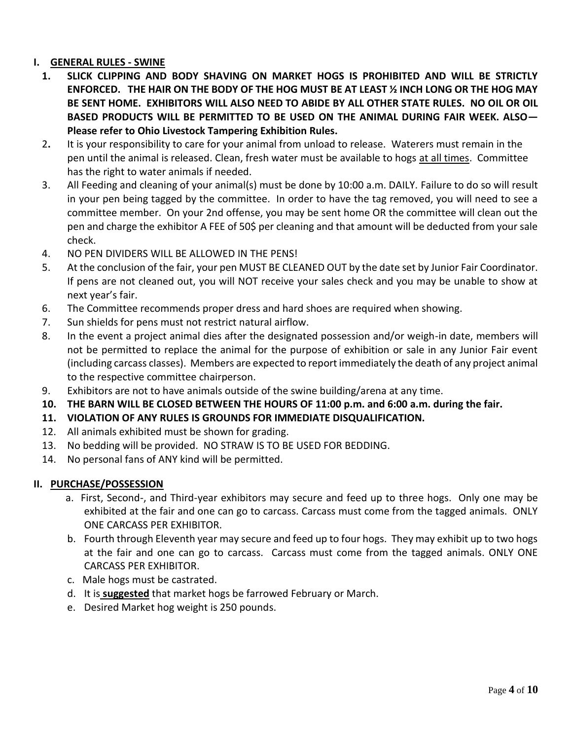## I. GENERAL RULES - SWINE

1. **SLICK CLIPPING AND BODY SHAVING ON MARKET HOGS IS PROHIBITED AND WILL BE STRICTLY ENFORCED. THE HAIR ON THE BODY OF THE HOG MUST BE AT LEAST ½ INCH LONG OR THE HOG MAY BE SENT HOME. EXHIBITORS WILL ALSO NEED TO ABIDE BY ALL OTHER STATE RULES. NO OIL OR OIL BASED PRODUCTS WILL BE PERMITTED TO BE USED ON THE ANIMAL DURING FAIR WEEK. ALSO— Please refer to Ohio Livestock Tampering Exhibition Rules.**
2. It is your responsibility to care for your animal from unload to release. Waterers must remain in the pen until the animal is released. Clean, fresh water must be available to hogs <u>at all times</u>. Committee has the right to water animals if needed.
3. All Feeding and cleaning of your animal(s) must be done by 10:00 a.m. DAILY. Failure to do so will result in your pen being tagged by the committee. In order to have the tag removed, you will need to see a committee member. On your 2nd offense, you may be sent home OR the committee will clean out the pen and charge the exhibitor A FEE of 50$ per cleaning and that amount will be deducted from your sale check.
4. NO PEN DIVIDERS WILL BE ALLOWED IN THE PENS!
5. At the conclusion of the fair, your pen MUST BE CLEANED OUT by the date set by Junior Fair Coordinator. If pens are not cleaned out, you will NOT receive your sales check and you may be unable to show at next year's fair.
6. The Committee recommends proper dress and hard shoes are required when showing.
7. Sun shields for pens must not restrict natural airflow.
8. In the event a project animal dies after the designated possession and/or weigh-in date, members will not be permitted to replace the animal for the purpose of exhibition or sale in any Junior Fair event (including carcass classes). Members are expected to report immediately the death of any project animal to the respective committee chairperson.
9. Exhibitors are not to have animals outside of the swine building/arena at any time.
10. **THE BARN WILL BE CLOSED BETWEEN THE HOURS OF 11:00 p.m. and 6:00 a.m. during the fair.**
11. **VIOLATION OF ANY RULES IS GROUNDS FOR IMMEDIATE DISQUALIFICATION.**
12. All animals exhibited must be shown for grading.
13. No bedding will be provided. NO STRAW IS TO BE USED FOR BEDDING.
14. No personal fans of ANY kind will be permitted.

## II. PURCHASE/POSSESSION

a. First, Second-, and Third-year exhibitors may secure and feed up to three hogs. Only one may be exhibited at the fair and one can go to carcass. Carcass must come from the tagged animals. ONLY ONE CARCASS PER EXHIBITOR.

b. Fourth through Eleventh year may secure and feed up to four hogs. They may exhibit up to two hogs at the fair and one can go to carcass. Carcass must come from the tagged animals. ONLY ONE CARCASS PER EXHIBITOR.

c. Male hogs must be castrated.

d. It is **<u>suggested</u>** that market hogs be farrowed February or March.

e. Desired Market hog weight is 250 pounds.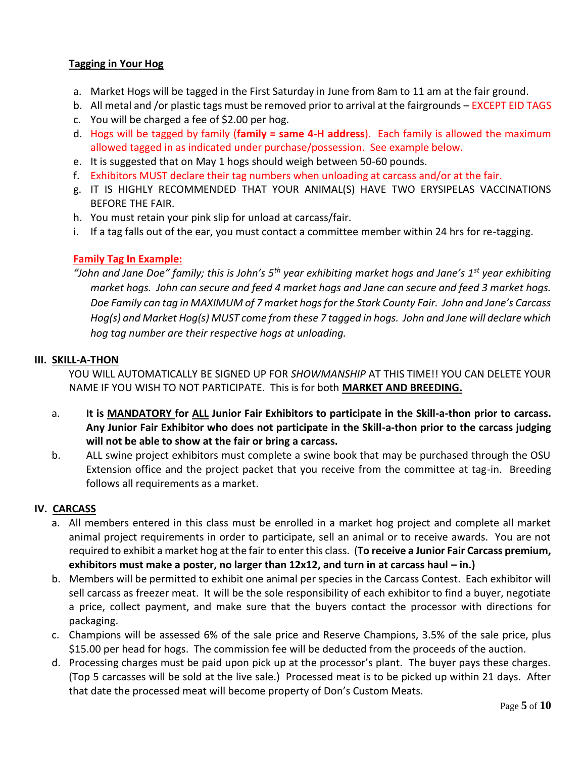**Tagging in Your Hog**

a. Market Hogs will be tagged in the First Saturday in June from 8am to 11 am at the fair ground.
b. All metal and /or plastic tags must be removed prior to arrival at the fairgrounds – EXCEPT EID TAGS
c. You will be charged a fee of $2.00 per hog.
d. Hogs will be tagged by family (**family = same 4-H address**). Each family is allowed the maximum allowed tagged in as indicated under purchase/possession. See example below.
e. It is suggested that on May 1 hogs should weigh between 50-60 pounds.
f. Exhibitors MUST declare their tag numbers when unloading at carcass and/or at the fair.
g. IT IS HIGHLY RECOMMENDED THAT YOUR ANIMAL(S) HAVE TWO ERYSIPELAS VACCINATIONS BEFORE THE FAIR.
h. You must retain your pink slip for unload at carcass/fair.
i. If a tag falls out of the ear, you must contact a committee member within 24 hrs for re-tagging.

**Family Tag In Example:**

*"John and Jane Doe" family; this is John's 5th year exhibiting market hogs and Jane's 1st year exhibiting market hogs. John can secure and feed 4 market hogs and Jane can secure and feed 3 market hogs. Doe Family can tag in MAXIMUM of 7 market hogs for the Stark County Fair. John and Jane's Carcass Hog(s) and Market Hog(s) MUST come from these 7 tagged in hogs. John and Jane will declare which hog tag number are their respective hogs at unloading.*

## III. SKILL-A-THON

YOU WILL AUTOMATICALLY BE SIGNED UP FOR *SHOWMANSHIP* AT THIS TIME!! YOU CAN DELETE YOUR NAME IF YOU WISH TO NOT PARTICIPATE. This is for both **MARKET AND BREEDING.**

a. **It is MANDATORY for ALL Junior Fair Exhibitors to participate in the Skill-a-thon prior to carcass. Any Junior Fair Exhibitor who does not participate in the Skill-a-thon prior to the carcass judging will not be able to show at the fair or bring a carcass.**
b. ALL swine project exhibitors must complete a swine book that may be purchased through the OSU Extension office and the project packet that you receive from the committee at tag-in. Breeding follows all requirements as a market.

## IV. CARCASS

a. All members entered in this class must be enrolled in a market hog project and complete all market animal project requirements in order to participate, sell an animal or to receive awards. You are not required to exhibit a market hog at the fair to enter this class. (**To receive a Junior Fair Carcass premium, exhibitors must make a poster, no larger than 12x12, and turn in at carcass haul – in.)**
b. Members will be permitted to exhibit one animal per species in the Carcass Contest. Each exhibitor will sell carcass as freezer meat. It will be the sole responsibility of each exhibitor to find a buyer, negotiate a price, collect payment, and make sure that the buyers contact the processor with directions for packaging.
c. Champions will be assessed 6% of the sale price and Reserve Champions, 3.5% of the sale price, plus $15.00 per head for hogs. The commission fee will be deducted from the proceeds of the auction.
d. Processing charges must be paid upon pick up at the processor's plant. The buyer pays these charges. (Top 5 carcasses will be sold at the live sale.) Processed meat is to be picked up within 21 days. After that date the processed meat will become property of Don's Custom Meats.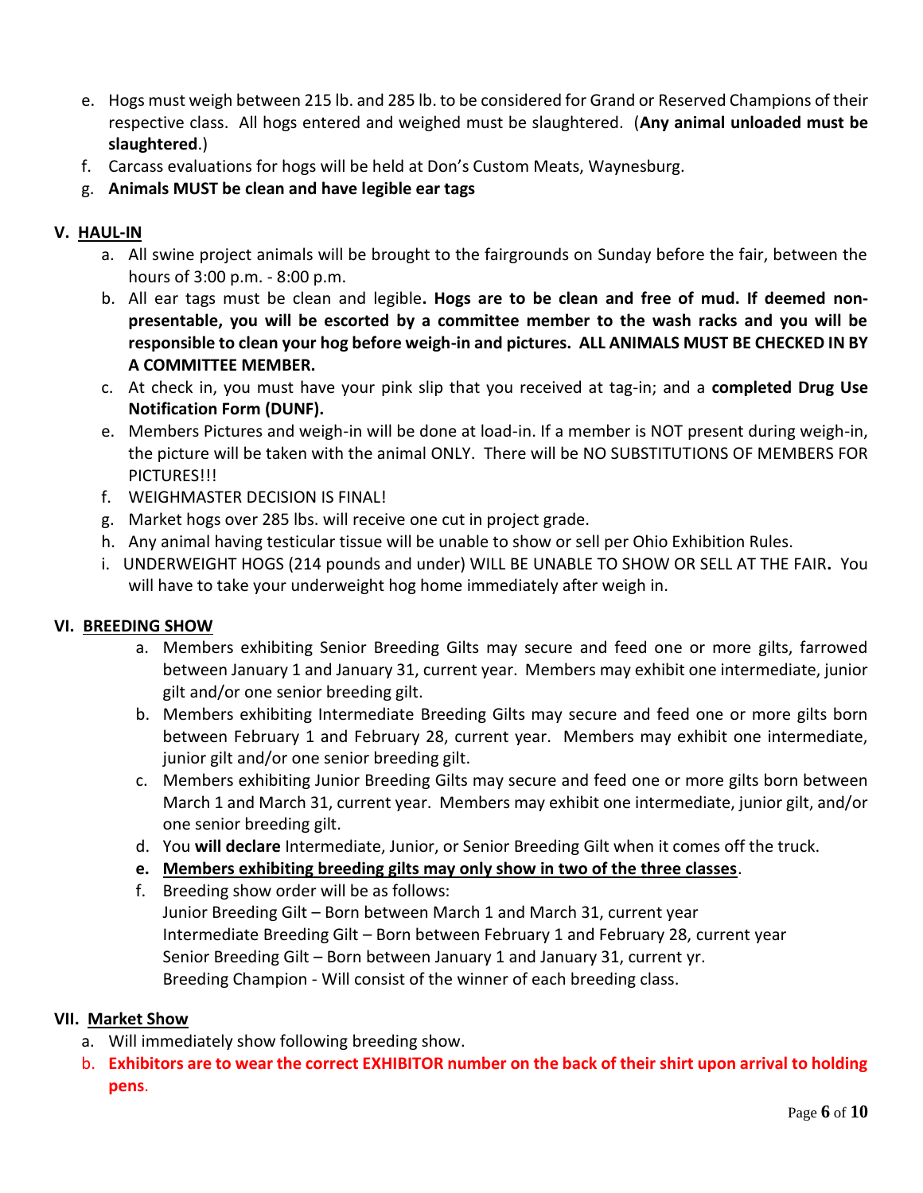e. Hogs must weigh between 215 lb. and 285 lb. to be considered for Grand or Reserved Champions of their respective class. All hogs entered and weighed must be slaughtered. (**Any animal unloaded must be slaughtered**.)

f. Carcass evaluations for hogs will be held at Don's Custom Meats, Waynesburg.

g. **Animals MUST be clean and have legible ear tags**

## V. <u>HAUL-IN</u>

a. All swine project animals will be brought to the fairgrounds on Sunday before the fair, between the hours of 3:00 p.m. - 8:00 p.m.

b. All ear tags must be clean and legible**. Hogs are to be clean and free of mud. If deemed non-presentable, you will be escorted by a committee member to the wash racks and you will be responsible to clean your hog before weigh-in and pictures. ALL ANIMALS MUST BE CHECKED IN BY A COMMITTEE MEMBER.**

c. At check in, you must have your pink slip that you received at tag-in; and a **completed Drug Use Notification Form (DUNF).**

e. Members Pictures and weigh-in will be done at load-in. If a member is NOT present during weigh-in, the picture will be taken with the animal ONLY. There will be NO SUBSTITUTIONS OF MEMBERS FOR PICTURES!!!

f. WEIGHMASTER DECISION IS FINAL!

g. Market hogs over 285 lbs. will receive one cut in project grade.

h. Any animal having testicular tissue will be unable to show or sell per Ohio Exhibition Rules.

i. UNDERWEIGHT HOGS (214 pounds and under) WILL BE UNABLE TO SHOW OR SELL AT THE FAIR**.** You will have to take your underweight hog home immediately after weigh in.

## VI. <u>BREEDING SHOW</u>

a. Members exhibiting Senior Breeding Gilts may secure and feed one or more gilts, farrowed between January 1 and January 31, current year. Members may exhibit one intermediate, junior gilt and/or one senior breeding gilt.

b. Members exhibiting Intermediate Breeding Gilts may secure and feed one or more gilts born between February 1 and February 28, current year. Members may exhibit one intermediate, junior gilt and/or one senior breeding gilt.

c. Members exhibiting Junior Breeding Gilts may secure and feed one or more gilts born between March 1 and March 31, current year. Members may exhibit one intermediate, junior gilt, and/or one senior breeding gilt.

d. You **will declare** Intermediate, Junior, or Senior Breeding Gilt when it comes off the truck.

**e. <u>Members exhibiting breeding gilts may only show in two of the three classes</u>**.

f. Breeding show order will be as follows:
Junior Breeding Gilt – Born between March 1 and March 31, current year
Intermediate Breeding Gilt – Born between February 1 and February 28, current year
Senior Breeding Gilt – Born between January 1 and January 31, current yr.
Breeding Champion - Will consist of the winner of each breeding class.

## VII. <u>Market Show</u>

a. Will immediately show following breeding show.

b. **Exhibitors are to wear the correct EXHIBITOR number on the back of their shirt upon arrival to holding pens**.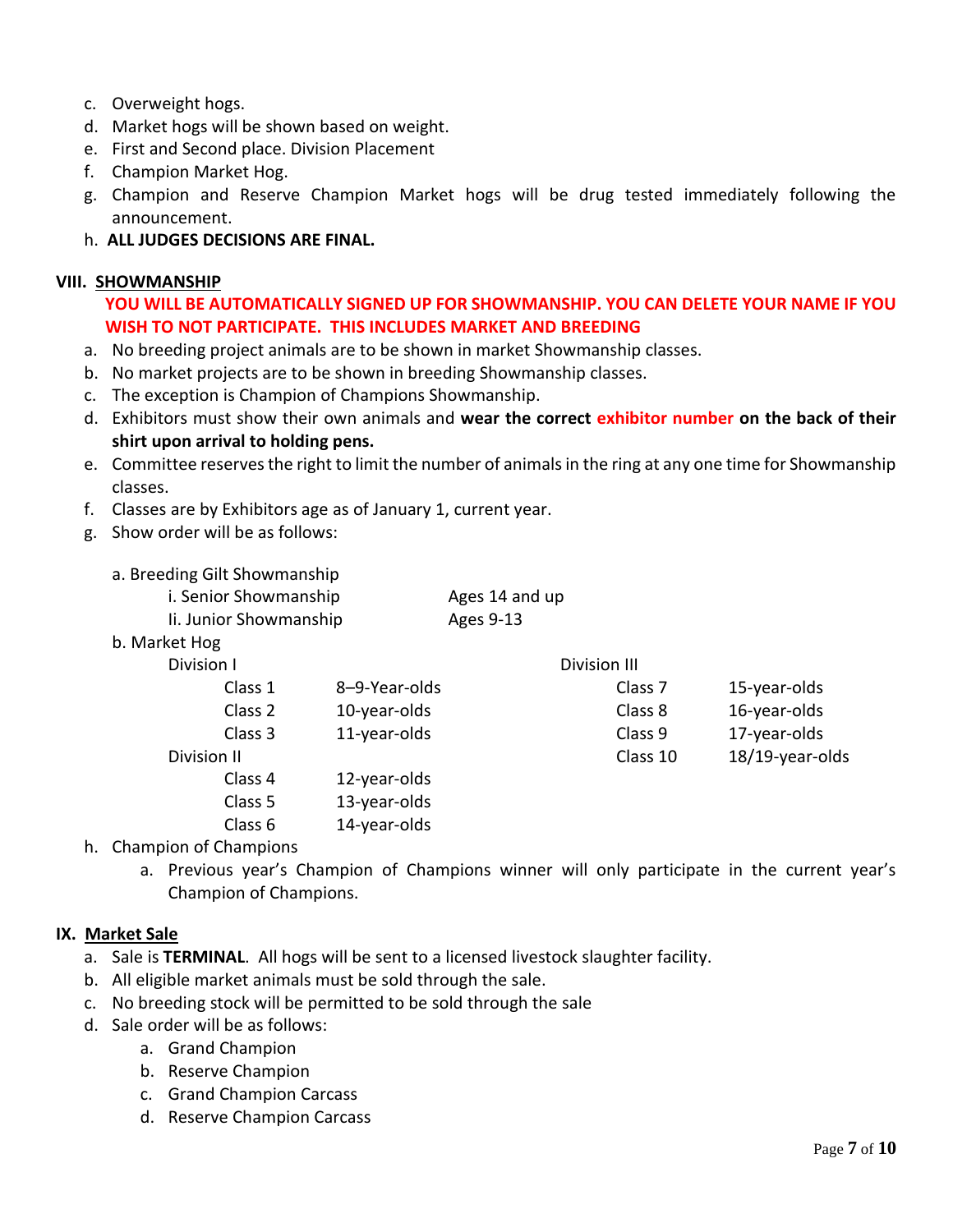c. Overweight hogs.
d. Market hogs will be shown based on weight.
e. First and Second place. Division Placement
f. Champion Market Hog.
g. Champion and Reserve Champion Market hogs will be drug tested immediately following the announcement.
h. **ALL JUDGES DECISIONS ARE FINAL.**

## VIII. SHOWMANSHIP

**YOU WILL BE AUTOMATICALLY SIGNED UP FOR SHOWMANSHIP. YOU CAN DELETE YOUR NAME IF YOU WISH TO NOT PARTICIPATE. THIS INCLUDES MARKET AND BREEDING**

a. No breeding project animals are to be shown in market Showmanship classes.
b. No market projects are to be shown in breeding Showmanship classes.
c. The exception is Champion of Champions Showmanship.
d. Exhibitors must show their own animals and **wear the correct exhibitor number on the back of their shirt upon arrival to holding pens.**
e. Committee reserves the right to limit the number of animals in the ring at any one time for Showmanship classes.
f. Classes are by Exhibitors age as of January 1, current year.
g. Show order will be as follows:

   a. Breeding Gilt Showmanship
      - i. Senior Showmanship — Ages 14 and up
      - Ii. Junior Showmanship — Ages 9-13

   b. Market Hog

   | Division | Class | Age |
   |---|---|---|
   | Division I | Class 1 | 8–9-Year-olds |
   | | Class 2 | 10-year-olds |
   | | Class 3 | 11-year-olds |
   | Division II | Class 4 | 12-year-olds |
   | | Class 5 | 13-year-olds |
   | | Class 6 | 14-year-olds |
   | Division III | Class 7 | 15-year-olds |
   | | Class 8 | 16-year-olds |
   | | Class 9 | 17-year-olds |
   | | Class 10 | 18/19-year-olds |

h. Champion of Champions
   a. Previous year's Champion of Champions winner will only participate in the current year's Champion of Champions.

## IX. Market Sale

a. Sale is **TERMINAL**. All hogs will be sent to a licensed livestock slaughter facility.
b. All eligible market animals must be sold through the sale.
c. No breeding stock will be permitted to be sold through the sale
d. Sale order will be as follows:
   a. Grand Champion
   b. Reserve Champion
   c. Grand Champion Carcass
   d. Reserve Champion Carcass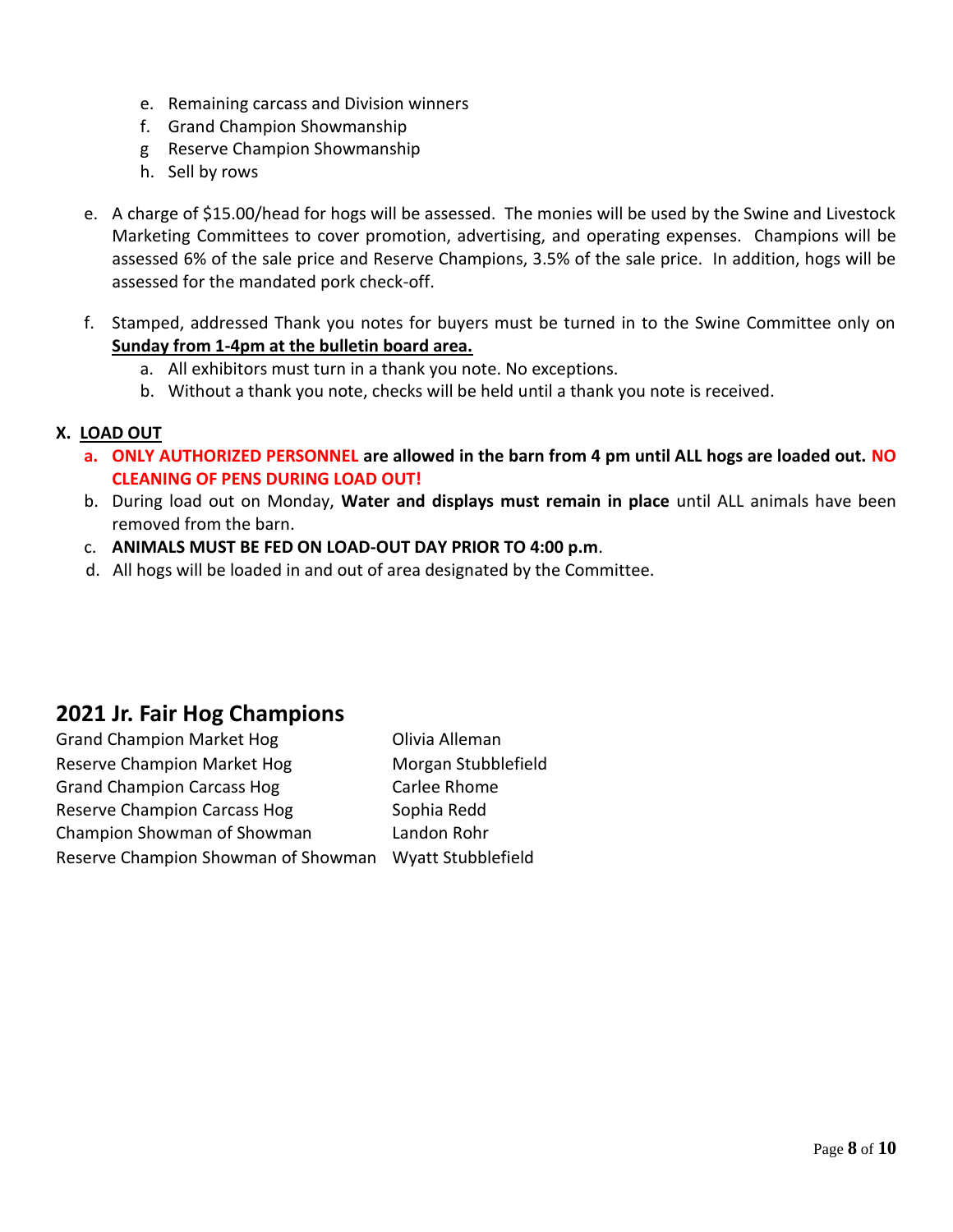e. Remaining carcass and Division winners
   f. Grand Champion Showmanship
   g Reserve Champion Showmanship
   h. Sell by rows

e. A charge of $15.00/head for hogs will be assessed. The monies will be used by the Swine and Livestock Marketing Committees to cover promotion, advertising, and operating expenses. Champions will be assessed 6% of the sale price and Reserve Champions, 3.5% of the sale price. In addition, hogs will be assessed for the mandated pork check-off.

f. Stamped, addressed Thank you notes for buyers must be turned in to the Swine Committee only on **Sunday from 1-4pm at the bulletin board area.**
   a. All exhibitors must turn in a thank you note. No exceptions.
   b. Without a thank you note, checks will be held until a thank you note is received.

**X. LOAD OUT**

a. **ONLY AUTHORIZED PERSONNEL are allowed in the barn from 4 pm until ALL hogs are loaded out. NO CLEANING OF PENS DURING LOAD OUT!**
b. During load out on Monday, **Water and displays must remain in place** until ALL animals have been removed from the barn.
c. **ANIMALS MUST BE FED ON LOAD-OUT DAY PRIOR TO 4:00 p.m**.
d. All hogs will be loaded in and out of area designated by the Committee.

## 2021 Jr. Fair Hog Champions

| | |
|---|---|
| Grand Champion Market Hog | Olivia Alleman |
| Reserve Champion Market Hog | Morgan Stubblefield |
| Grand Champion Carcass Hog | Carlee Rhome |
| Reserve Champion Carcass Hog | Sophia Redd |
| Champion Showman of Showman | Landon Rohr |
| Reserve Champion Showman of Showman | Wyatt Stubblefield |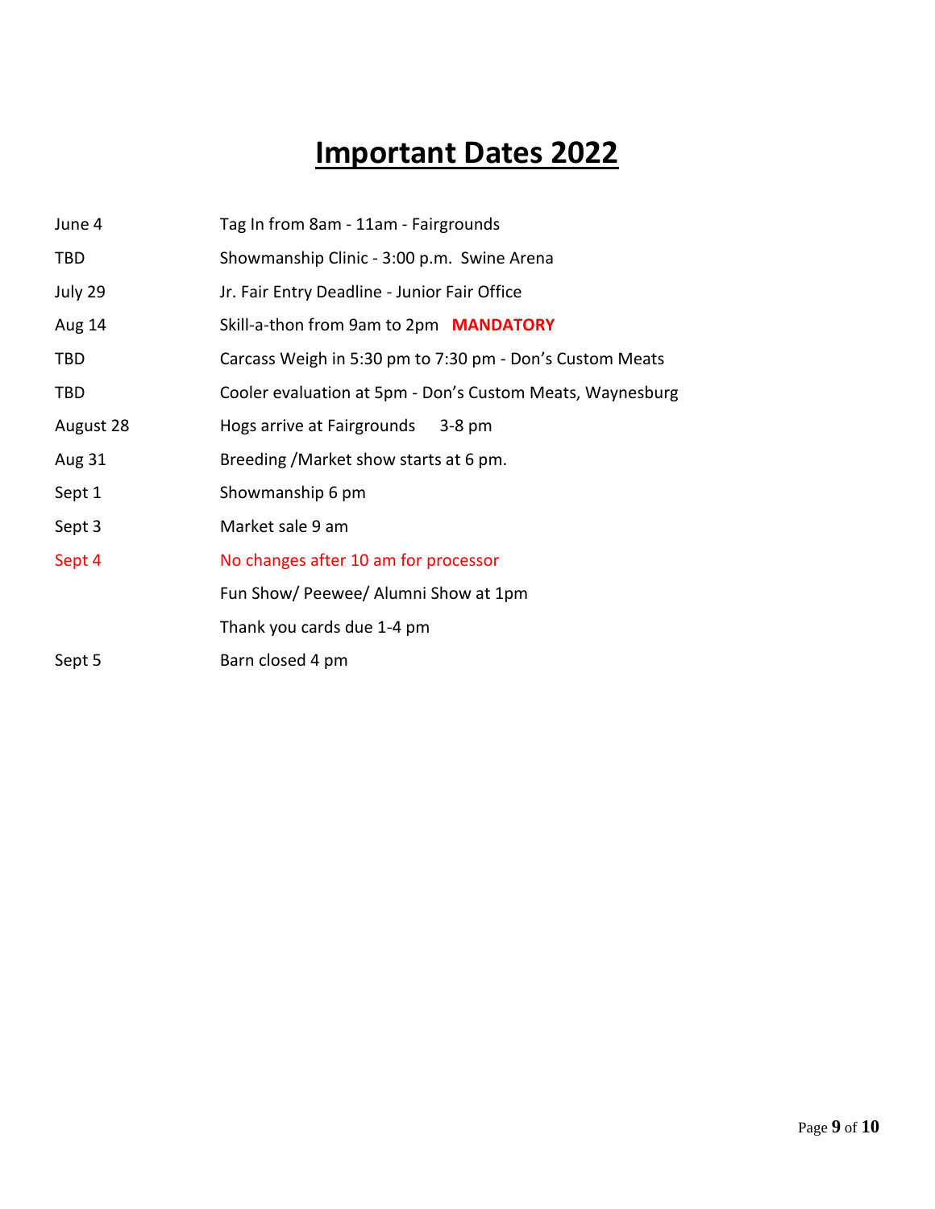# Important Dates 2022

| | |
|---|---|
| June 4 | Tag In from 8am - 11am - Fairgrounds |
| TBD | Showmanship Clinic - 3:00 p.m. Swine Arena |
| July 29 | Jr. Fair Entry Deadline - Junior Fair Office |
| Aug 14 | Skill-a-thon from 9am to 2pm **MANDATORY** |
| TBD | Carcass Weigh in 5:30 pm to 7:30 pm - Don's Custom Meats |
| TBD | Cooler evaluation at 5pm - Don's Custom Meats, Waynesburg |
| August 28 | Hogs arrive at Fairgrounds 3-8 pm |
| Aug 31 | Breeding /Market show starts at 6 pm. |
| Sept 1 | Showmanship 6 pm |
| Sept 3 | Market sale 9 am |
| Sept 4 | No changes after 10 am for processor |
| | Fun Show/ Peewee/ Alumni Show at 1pm |
| | Thank you cards due 1-4 pm |
| Sept 5 | Barn closed 4 pm |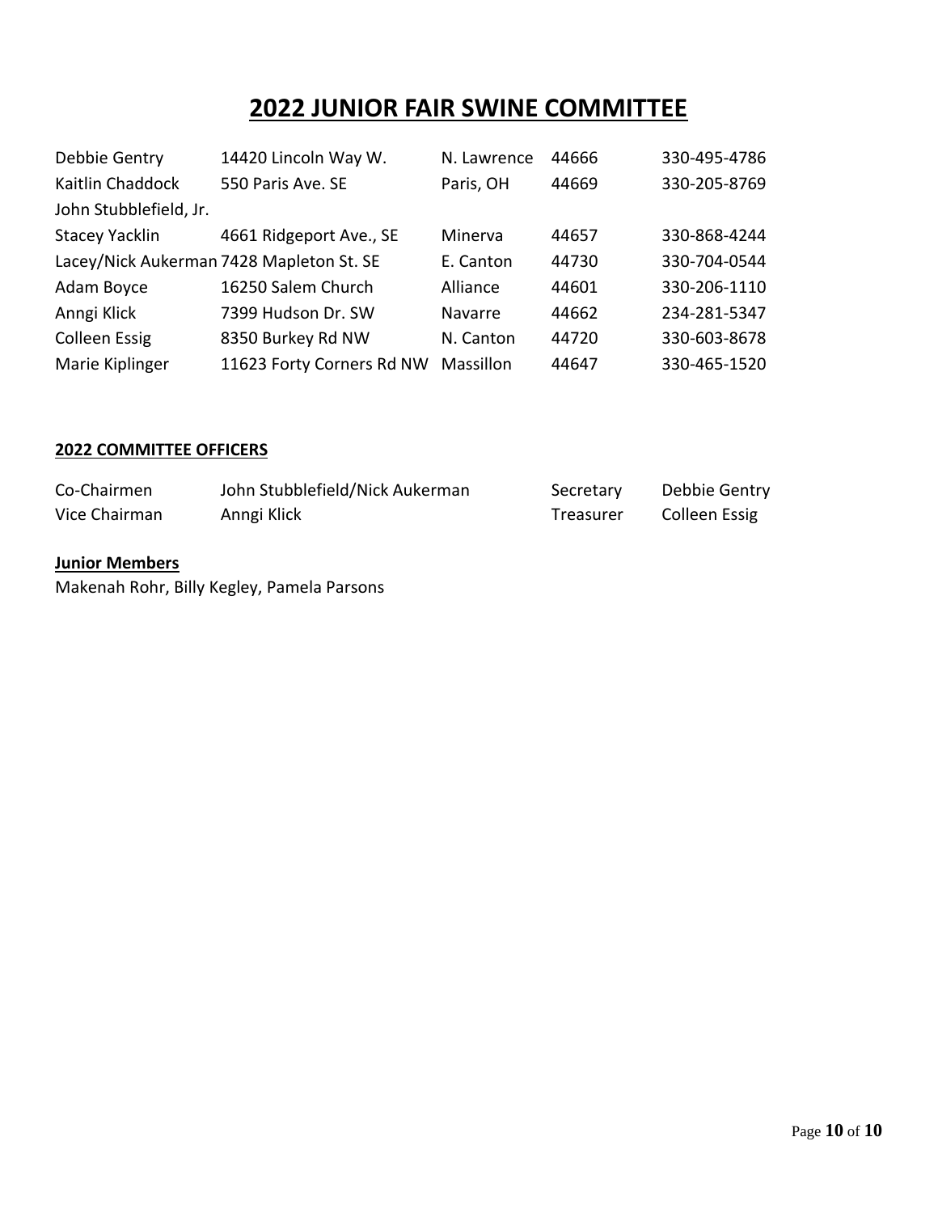# 2022 JUNIOR FAIR SWINE COMMITTEE

| | | | | |
|---|---|---|---|---|
| Debbie Gentry | 14420 Lincoln Way W. | N. Lawrence | 44666 | 330-495-4786 |
| Kaitlin Chaddock | 550 Paris Ave. SE | Paris, OH | 44669 | 330-205-8769 |
| John Stubblefield, Jr. | | | | |
| Stacey Yacklin | 4661 Ridgeport Ave., SE | Minerva | 44657 | 330-868-4244 |
| Lacey/Nick Aukerman | 7428 Mapleton St. SE | E. Canton | 44730 | 330-704-0544 |
| Adam Boyce | 16250 Salem Church | Alliance | 44601 | 330-206-1110 |
| Anngi Klick | 7399 Hudson Dr. SW | Navarre | 44662 | 234-281-5347 |
| Colleen Essig | 8350 Burkey Rd NW | N. Canton | 44720 | 330-603-8678 |
| Marie Kiplinger | 11623 Forty Corners Rd NW | Massillon | 44647 | 330-465-1520 |

**2022 COMMITTEE OFFICERS**

| | | | |
|---|---|---|---|
| Co-Chairmen | John Stubblefield/Nick Aukerman | Secretary | Debbie Gentry |
| Vice Chairman | Anngi Klick | Treasurer | Colleen Essig |

**Junior Members**

Makenah Rohr, Billy Kegley, Pamela Parsons